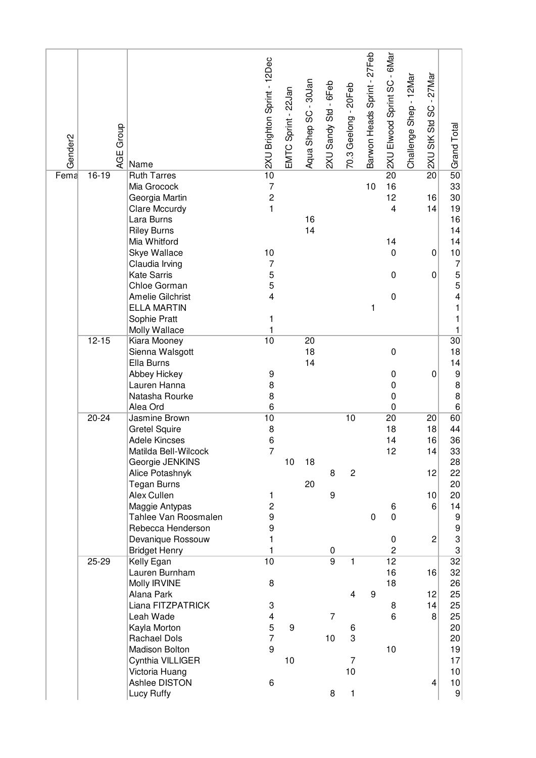| Gender2 | AGE Group | Name | 2XU Brighton Sprint - 12Dec | EMTC Sprint - 22Jan | Aqua Shep SC - 30Jan | 2XU Sandy Std - 6Feb | 70.3 Geelong - 20Feb | Barwon Heads Sprint - 27Feb | 2XU Elwood Sprint SC - 6Mar | Challenge Shep - 12Mar | 2XU StK Std SC - 27Mar | Grand Total |
|---|---|---|---|---|---|---|---|---|---|---|---|---|
| Fema | 16-19 | Ruth Tarres | 10 | | | | | | 20 | | 20 | 50 |
| | | Mia Grocock | 7 | | | | | 10 | 16 | | | 33 |
| | | Georgia Martin | 2 | | | | | | 12 | | 16 | 30 |
| | | Clare Mccurdy | 1 | | | | | | 4 | | 14 | 19 |
| | | Lara Burns | | | 16 | | | | | | | 16 |
| | | Riley Burns | | | 14 | | | | | | | 14 |
| | | Mia Whitford | | | | | | | 14 | | | 14 |
| | | Skye Wallace | 10 | | | | | | 0 | | 0 | 10 |
| | | Claudia Irving | 7 | | | | | | | | | 7 |
| | | Kate Sarris | 5 | | | | | | 0 | | 0 | 5 |
| | | Chloe Gorman | 5 | | | | | | | | | 5 |
| | | Amelie Gilchrist | 4 | | | | | | 0 | | | 4 |
| | | ELLA MARTIN | | | | | | 1 | | | | 1 |
| | | Sophie Pratt | 1 | | | | | | | | | 1 |
| | | Molly Wallace | 1 | | | | | | | | | 1 |
| | 12-15 | Kiara Mooney | 10 | | 20 | | | | | | | 30 |
| | | Sienna Walsgott | | | 18 | | | | 0 | | | 18 |
| | | Ella Burns | | | 14 | | | | | | | 14 |
| | | Abbey Hickey | 9 | | | | | | 0 | | 0 | 9 |
| | | Lauren Hanna | 8 | | | | | | 0 | | | 8 |
| | | Natasha Rourke | 8 | | | | | | 0 | | | 8 |
| | | Alea Ord | 6 | | | | | | 0 | | | 6 |
| | 20-24 | Jasmine Brown | 10 | | | | 10 | | 20 | | 20 | 60 |
| | | Gretel Squire | 8 | | | | | | 18 | | 18 | 44 |
| | | Adele Kincses | 6 | | | | | | 14 | | 16 | 36 |
| | | Matilda Bell-Wilcock | 7 | | | | | | 12 | | 14 | 33 |
| | | Georgie JENKINS | | 10 | 18 | | | | | | | 28 |
| | | Alice Potashnyk | | | | 8 | 2 | | | | 12 | 22 |
| | | Tegan Burns | | | 20 | | | | | | | 20 |
| | | Alex Cullen | 1 | | | 9 | | | | | 10 | 20 |
| | | Maggie Antypas | 2 | | | | | | 6 | | 6 | 14 |
| | | Tahlee Van Roosmalen | 9 | | | | | 0 | 0 | | | 9 |
| | | Rebecca Henderson | 9 | | | | | | | | | 9 |
| | | Devanique Rossouw | 1 | | | | | | 0 | | 2 | 3 |
| | | Bridget Henry | 1 | | | 0 | | | 2 | | | 3 |
| | 25-29 | Kelly Egan | 10 | | | 9 | 1 | | 12 | | | 32 |
| | | Lauren Burnham | | | | | | | 16 | | 16 | 32 |
| | | Molly IRVINE | 8 | | | | | | 18 | | | 26 |
| | | Alana Park | | | | | 4 | 9 | | | 12 | 25 |
| | | Liana FITZPATRICK | 3 | | | | | | 8 | | 14 | 25 |
| | | Leah Wade | 4 | | | 7 | | | 6 | | 8 | 25 |
| | | Kayla Morton | 5 | 9 | | | 6 | | | | | 20 |
| | | Rachael Dols | 7 | | | 10 | 3 | | | | | 20 |
| | | Madison Bolton | 9 | | | | | | 10 | | | 19 |
| | | Cynthia VILLIGER | | 10 | | | 7 | | | | | 17 |
| | | Victoria Huang | | | | | 10 | | | | | 10 |
| | | Ashlee DISTON | 6 | | | | | | | | 4 | 10 |
| | | Lucy Ruffy | | | | 8 | 1 | | | | | 9 |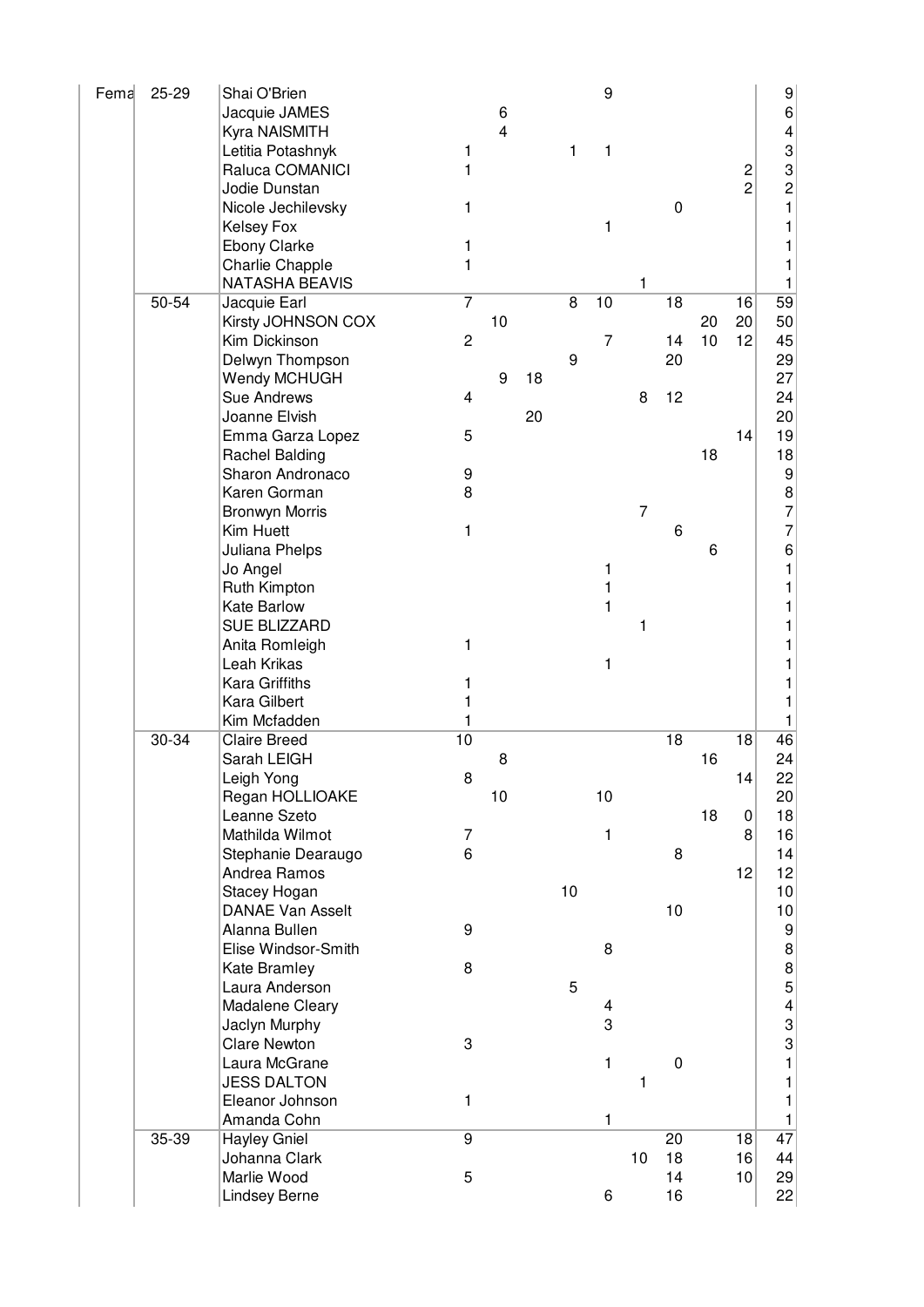| | | | | | | | | | | | | |
|---|---|---|---|---|---|---|---|---|---|---|---|---|
| Fema | 25-29 | Shai O'Brien | | | | | 9 | | | | | 9 |
| | | Jacquie JAMES | | 6 | | | | | | | | 6 |
| | | Kyra NAISMITH | | 4 | | | | | | | | 4 |
| | | Letitia Potashnyk | 1 | | | 1 | 1 | | | | | 3 |
| | | Raluca COMANICI | 1 | | | | | | | | 2 | 3 |
| | | Jodie Dunstan | | | | | | | | | 2 | 2 |
| | | Nicole Jechilevsky | 1 | | | | | | 0 | | | 1 |
| | | Kelsey Fox | | | | | 1 | | | | | 1 |
| | | Ebony Clarke | 1 | | | | | | | | | 1 |
| | | Charlie Chapple | 1 | | | | | | | | | 1 |
| | | NATASHA BEAVIS | | | | | | 1 | | | | 1 |
| | 50-54 | Jacquie Earl | 7 | | | 8 | 10 | | 18 | | 16 | 59 |
| | | Kirsty JOHNSON COX | | 10 | | | | | | 20 | 20 | 50 |
| | | Kim Dickinson | 2 | | | | 7 | | 14 | 10 | 12 | 45 |
| | | Delwyn Thompson | | | | 9 | | | 20 | | | 29 |
| | | Wendy MCHUGH | | 9 | 18 | | | | | | | 27 |
| | | Sue Andrews | 4 | | | | | 8 | 12 | | | 24 |
| | | Joanne Elvish | | | 20 | | | | | | | 20 |
| | | Emma Garza Lopez | 5 | | | | | | | | 14 | 19 |
| | | Rachel Balding | | | | | | | | 18 | | 18 |
| | | Sharon Andronaco | 9 | | | | | | | | | 9 |
| | | Karen Gorman | 8 | | | | | | | | | 8 |
| | | Bronwyn Morris | | | | | | 7 | | | | 7 |
| | | Kim Huett | 1 | | | | | | 6 | | | 7 |
| | | Juliana Phelps | | | | | | | | 6 | | 6 |
| | | Jo Angel | | | | | 1 | | | | | 1 |
| | | Ruth Kimpton | | | | | 1 | | | | | 1 |
| | | Kate Barlow | | | | | 1 | | | | | 1 |
| | | SUE BLIZZARD | | | | | | 1 | | | | 1 |
| | | Anita Romleigh | 1 | | | | | | | | | 1 |
| | | Leah Krikas | | | | | 1 | | | | | 1 |
| | | Kara Griffiths | 1 | | | | | | | | | 1 |
| | | Kara Gilbert | 1 | | | | | | | | | 1 |
| | | Kim Mcfadden | 1 | | | | | | | | | 1 |
| | 30-34 | Claire Breed | 10 | | | | | | 18 | | 18 | 46 |
| | | Sarah LEIGH | | 8 | | | | | | 16 | | 24 |
| | | Leigh Yong | 8 | | | | | | | | 14 | 22 |
| | | Regan HOLLIOAKE | | 10 | | | 10 | | | | | 20 |
| | | Leanne Szeto | | | | | | | | 18 | 0 | 18 |
| | | Mathilda Wilmot | 7 | | | | 1 | | | | 8 | 16 |
| | | Stephanie Dearaugo | 6 | | | | | | 8 | | | 14 |
| | | Andrea Ramos | | | | | | | | | 12 | 12 |
| | | Stacey Hogan | | | | 10 | | | | | | 10 |
| | | DANAE Van Asselt | | | | | | | 10 | | | 10 |
| | | Alanna Bullen | 9 | | | | | | | | | 9 |
| | | Elise Windsor-Smith | | | | | 8 | | | | | 8 |
| | | Kate Bramley | 8 | | | | | | | | | 8 |
| | | Laura Anderson | | | | 5 | | | | | | 5 |
| | | Madalene Cleary | | | | | 4 | | | | | 4 |
| | | Jaclyn Murphy | | | | | 3 | | | | | 3 |
| | | Clare Newton | 3 | | | | | | | | | 3 |
| | | Laura McGrane | | | | | 1 | | 0 | | | 1 |
| | | JESS DALTON | | | | | | 1 | | | | 1 |
| | | Eleanor Johnson | 1 | | | | | | | | | 1 |
| | | Amanda Cohn | | | | | 1 | | | | | 1 |
| | 35-39 | Hayley Gniel | 9 | | | | | | 20 | | 18 | 47 |
| | | Johanna Clark | | | | | | 10 | 18 | | 16 | 44 |
| | | Marlie Wood | 5 | | | | | | 14 | | 10 | 29 |
| | | Lindsey Berne | | | | | 6 | | 16 | | | 22 |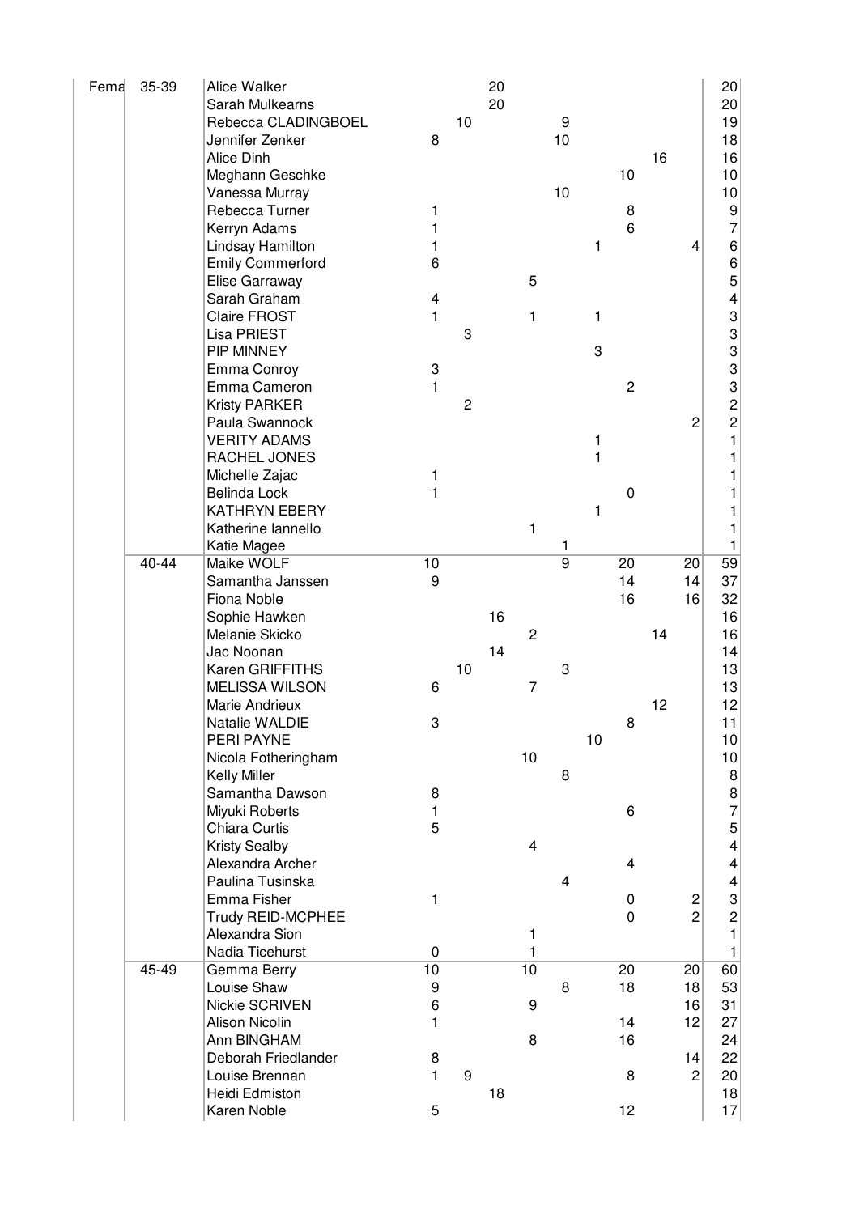| | | | | | | | | | | | | |
|---|---|---|---|---|---|---|---|---|---|---|---|---|
| Fema | 35-39 | Alice Walker | | | 20 | | | | | | | 20 |
| | | Sarah Mulkearns | | | 20 | | | | | | | 20 |
| | | Rebecca CLADINGBOEL | | 10 | | | 9 | | | | | 19 |
| | | Jennifer Zenker | 8 | | | | 10 | | | | | 18 |
| | | Alice Dinh | | | | | | | | 16 | | 16 |
| | | Meghann Geschke | | | | | | | 10 | | | 10 |
| | | Vanessa Murray | | | | | 10 | | | | | 10 |
| | | Rebecca Turner | 1 | | | | | | 8 | | | 9 |
| | | Kerryn Adams | 1 | | | | | | 6 | | | 7 |
| | | Lindsay Hamilton | 1 | | | | | 1 | | | 4 | 6 |
| | | Emily Commerford | 6 | | | | | | | | | 6 |
| | | Elise Garraway | | | | 5 | | | | | | 5 |
| | | Sarah Graham | 4 | | | | | | | | | 4 |
| | | Claire FROST | 1 | | | 1 | | 1 | | | | 3 |
| | | Lisa PRIEST | | 3 | | | | | | | | 3 |
| | | PIP MINNEY | | | | | | 3 | | | | 3 |
| | | Emma Conroy | 3 | | | | | | | | | 3 |
| | | Emma Cameron | 1 | | | | | | 2 | | | 3 |
| | | Kristy PARKER | | 2 | | | | | | | | 2 |
| | | Paula Swannock | | | | | | | | | 2 | 2 |
| | | VERITY ADAMS | | | | | | 1 | | | | 1 |
| | | RACHEL JONES | | | | | | 1 | | | | 1 |
| | | Michelle Zajac | 1 | | | | | | | | | 1 |
| | | Belinda Lock | 1 | | | | | | 0 | | | 1 |
| | | KATHRYN EBERY | | | | | | 1 | | | | 1 |
| | | Katherine Iannello | | | | 1 | | | | | | 1 |
| | | Katie Magee | | | | | 1 | | | | | 1 |
| | 40-44 | Maike WOLF | 10 | | | | 9 | | 20 | | 20 | 59 |
| | | Samantha Janssen | 9 | | | | | | 14 | | 14 | 37 |
| | | Fiona Noble | | | | | | | 16 | | 16 | 32 |
| | | Sophie Hawken | | | 16 | | | | | | | 16 |
| | | Melanie Skicko | | | | 2 | | | | 14 | | 16 |
| | | Jac Noonan | | | 14 | | | | | | | 14 |
| | | Karen GRIFFITHS | | 10 | | | 3 | | | | | 13 |
| | | MELISSA WILSON | 6 | | | 7 | | | | | | 13 |
| | | Marie Andrieux | | | | | | | | 12 | | 12 |
| | | Natalie WALDIE | 3 | | | | | | 8 | | | 11 |
| | | PERI PAYNE | | | | | | 10 | | | | 10 |
| | | Nicola Fotheringham | | | | 10 | | | | | | 10 |
| | | Kelly Miller | | | | | 8 | | | | | 8 |
| | | Samantha Dawson | 8 | | | | | | | | | 8 |
| | | Miyuki Roberts | 1 | | | | | | 6 | | | 7 |
| | | Chiara Curtis | 5 | | | | | | | | | 5 |
| | | Kristy Sealby | | | | 4 | | | | | | 4 |
| | | Alexandra Archer | | | | | | | 4 | | | 4 |
| | | Paulina Tusinska | | | | | 4 | | | | | 4 |
| | | Emma Fisher | 1 | | | | | | 0 | | 2 | 3 |
| | | Trudy REID-MCPHEE | | | | | | | 0 | | 2 | 2 |
| | | Alexandra Sion | | | | 1 | | | | | | 1 |
| | | Nadia Ticehurst | 0 | | | 1 | | | | | | 1 |
| | 45-49 | Gemma Berry | 10 | | | 10 | | | 20 | | 20 | 60 |
| | | Louise Shaw | 9 | | | | 8 | | 18 | | 18 | 53 |
| | | Nickie SCRIVEN | 6 | | | 9 | | | | | 16 | 31 |
| | | Alison Nicolin | 1 | | | | | | 14 | | 12 | 27 |
| | | Ann BINGHAM | | | | 8 | | | 16 | | | 24 |
| | | Deborah Friedlander | 8 | | | | | | | | 14 | 22 |
| | | Louise Brennan | 1 | 9 | | | | | 8 | | 2 | 20 |
| | | Heidi Edmiston | | | 18 | | | | | | | 18 |
| | | Karen Noble | 5 | | | | | | 12 | | | 17 |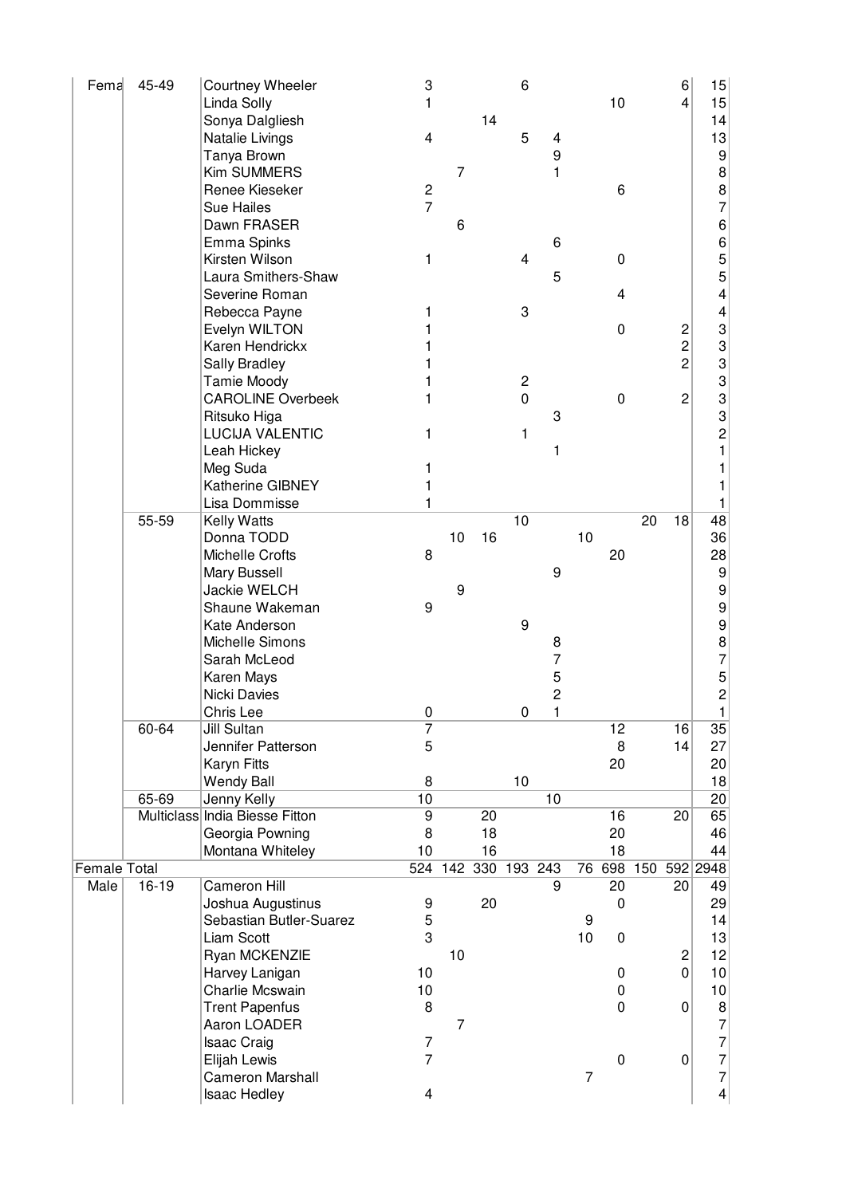| | | | | | | | | | | | | |
|---|---|---|---|---|---|---|---|---|---|---|---|---|
| Fema | 45-49 | Courtney Wheeler | 3 | | | 6 | | | | | 6 | 15 |
| | | Linda Solly | 1 | | | | | | 10 | | 4 | 15 |
| | | Sonya Dalgliesh | | | 14 | | | | | | | 14 |
| | | Natalie Livings | 4 | | | 5 | 4 | | | | | 13 |
| | | Tanya Brown | | | | | 9 | | | | | 9 |
| | | Kim SUMMERS | | 7 | | | 1 | | | | | 8 |
| | | Renee Kieseker | 2 | | | | | | 6 | | | 8 |
| | | Sue Hailes | 7 | | | | | | | | | 7 |
| | | Dawn FRASER | | 6 | | | | | | | | 6 |
| | | Emma Spinks | | | | | 6 | | | | | 6 |
| | | Kirsten Wilson | 1 | | | 4 | | | 0 | | | 5 |
| | | Laura Smithers-Shaw | | | | | 5 | | | | | 5 |
| | | Severine Roman | | | | | | | 4 | | | 4 |
| | | Rebecca Payne | 1 | | | 3 | | | | | | 4 |
| | | Evelyn WILTON | 1 | | | | | | 0 | | 2 | 3 |
| | | Karen Hendrickx | 1 | | | | | | | | 2 | 3 |
| | | Sally Bradley | 1 | | | | | | | | 2 | 3 |
| | | Tamie Moody | 1 | | | 2 | | | | | | 3 |
| | | CAROLINE Overbeek | 1 | | | 0 | | | 0 | | 2 | 3 |
| | | Ritsuko Higa | | | | | 3 | | | | | 3 |
| | | LUCIJA VALENTIC | 1 | | | 1 | | | | | | 2 |
| | | Leah Hickey | | | | | 1 | | | | | 1 |
| | | Meg Suda | 1 | | | | | | | | | 1 |
| | | Katherine GIBNEY | 1 | | | | | | | | | 1 |
| | | Lisa Dommisse | 1 | | | | | | | | | 1 |
| | 55-59 | Kelly Watts | | | | 10 | | | | 20 | 18 | 48 |
| | | Donna TODD | | 10 | 16 | | | 10 | | | | 36 |
| | | Michelle Crofts | 8 | | | | | | 20 | | | 28 |
| | | Mary Bussell | | | | | 9 | | | | | 9 |
| | | Jackie WELCH | | 9 | | | | | | | | 9 |
| | | Shaune Wakeman | 9 | | | | | | | | | 9 |
| | | Kate Anderson | | | | 9 | | | | | | 9 |
| | | Michelle Simons | | | | | 8 | | | | | 8 |
| | | Sarah McLeod | | | | | 7 | | | | | 7 |
| | | Karen Mays | | | | | 5 | | | | | 5 |
| | | Nicki Davies | | | | | 2 | | | | | 2 |
| | | Chris Lee | 0 | | | 0 | 1 | | | | | 1 |
| | 60-64 | Jill Sultan | 7 | | | | | | 12 | | 16 | 35 |
| | | Jennifer Patterson | 5 | | | | | | 8 | | 14 | 27 |
| | | Karyn Fitts | | | | | | | 20 | | | 20 |
| | | Wendy Ball | 8 | | | 10 | | | | | | 18 |
| | 65-69 | Jenny Kelly | 10 | | | | 10 | | | | | 20 |
| | Multiclass | India Biesse Fitton | 9 | | 20 | | | | 16 | | 20 | 65 |
| | | Georgia Powning | 8 | | 18 | | | | 20 | | | 46 |
| | | Montana Whiteley | 10 | | 16 | | | | 18 | | | 44 |
| Female Total | | | 524 | 142 | 330 | 193 | 243 | 76 | 698 | 150 | 592 | 2948 |
| Male | 16-19 | Cameron Hill | | | | | 9 | | 20 | | 20 | 49 |
| | | Joshua Augustinus | 9 | | 20 | | | | 0 | | | 29 |
| | | Sebastian Butler-Suarez | 5 | | | | | 9 | | | | 14 |
| | | Liam Scott | 3 | | | | | 10 | 0 | | | 13 |
| | | Ryan MCKENZIE | | 10 | | | | | | | 2 | 12 |
| | | Harvey Lanigan | 10 | | | | | | 0 | | 0 | 10 |
| | | Charlie Mcswain | 10 | | | | | | 0 | | | 10 |
| | | Trent Papenfus | 8 | | | | | | 0 | | 0 | 8 |
| | | Aaron LOADER | | 7 | | | | | | | | 7 |
| | | Isaac Craig | 7 | | | | | | | | | 7 |
| | | Elijah Lewis | 7 | | | | | | 0 | | 0 | 7 |
| | | Cameron Marshall | | | | | | 7 | | | | 7 |
| | | Isaac Hedley | 4 | | | | | | | | | 4 |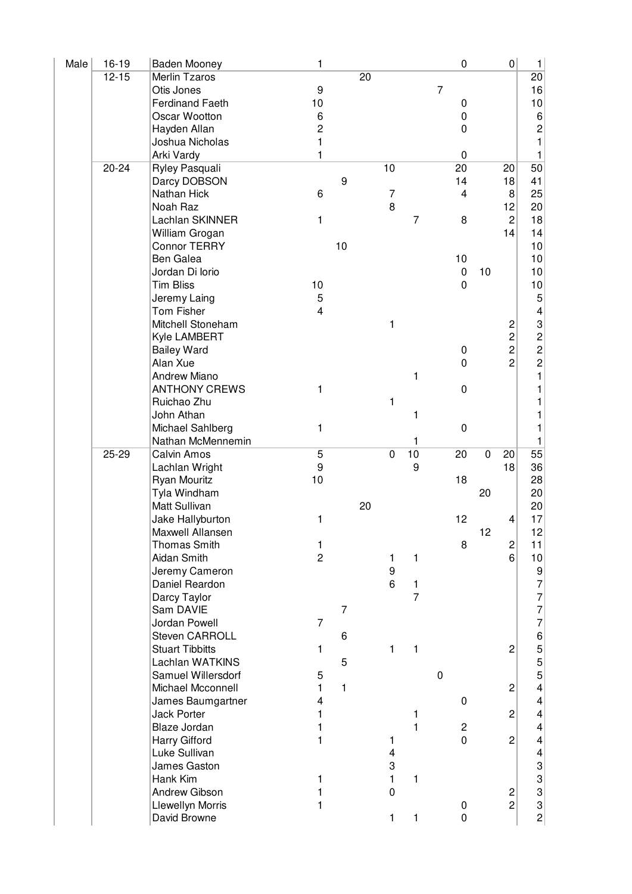| | | | | | | | | | | | | |
|---|---|---|---|---|---|---|---|---|---|---|---|---|
| Male | 16-19 | Baden Mooney | 1 | | | | | | 0 | | 0 | 1 |
| | 12-15 | Merlin Tzaros | | | 20 | | | | | | | 20 |
| | | Otis Jones | 9 | | | | | 7 | | | | 16 |
| | | Ferdinand Faeth | 10 | | | | | | 0 | | | 10 |
| | | Oscar Wootton | 6 | | | | | | 0 | | | 6 |
| | | Hayden Allan | 2 | | | | | | 0 | | | 2 |
| | | Joshua Nicholas | 1 | | | | | | | | | 1 |
| | | Arki Vardy | 1 | | | | | | 0 | | | 1 |
| | 20-24 | Ryley Pasquali | | | | 10 | | | 20 | | 20 | 50 |
| | | Darcy DOBSON | | 9 | | | | | 14 | | 18 | 41 |
| | | Nathan Hick | 6 | | | 7 | | | 4 | | 8 | 25 |
| | | Noah Raz | | | | 8 | | | | | 12 | 20 |
| | | Lachlan SKINNER | 1 | | | | 7 | | 8 | | 2 | 18 |
| | | William Grogan | | | | | | | | | 14 | 14 |
| | | Connor TERRY | | 10 | | | | | | | | 10 |
| | | Ben Galea | | | | | | | 10 | | | 10 |
| | | Jordan Di Iorio | | | | | | | 0 | 10 | | 10 |
| | | Tim Bliss | 10 | | | | | | 0 | | | 10 |
| | | Jeremy Laing | 5 | | | | | | | | | 5 |
| | | Tom Fisher | 4 | | | | | | | | | 4 |
| | | Mitchell Stoneham | | | | 1 | | | | | 2 | 3 |
| | | Kyle LAMBERT | | | | | | | | | 2 | 2 |
| | | Bailey Ward | | | | | | | 0 | | 2 | 2 |
| | | Alan Xue | | | | | | | 0 | | 2 | 2 |
| | | Andrew Miano | | | | | 1 | | | | | 1 |
| | | ANTHONY CREWS | 1 | | | | | | 0 | | | 1 |
| | | Ruichao Zhu | | | | 1 | | | | | | 1 |
| | | John Athan | | | | | 1 | | | | | 1 |
| | | Michael Sahlberg | 1 | | | | | | 0 | | | 1 |
| | | Nathan McMennemin | | | | | 1 | | | | | 1 |
| | 25-29 | Calvin Amos | 5 | | | 0 | 10 | | 20 | 0 | 20 | 55 |
| | | Lachlan Wright | 9 | | | | 9 | | | | 18 | 36 |
| | | Ryan Mouritz | 10 | | | | | | 18 | | | 28 |
| | | Tyla Windham | | | | | | | | 20 | | 20 |
| | | Matt Sullivan | | | 20 | | | | | | | 20 |
| | | Jake Hallyburton | 1 | | | | | | 12 | | 4 | 17 |
| | | Maxwell Allansen | | | | | | | | 12 | | 12 |
| | | Thomas Smith | 1 | | | | | | 8 | | 2 | 11 |
| | | Aidan Smith | 2 | | | 1 | 1 | | | | 6 | 10 |
| | | Jeremy Cameron | | | | 9 | | | | | | 9 |
| | | Daniel Reardon | | | | 6 | 1 | | | | | 7 |
| | | Darcy Taylor | | | | | 7 | | | | | 7 |
| | | Sam DAVIE | | 7 | | | | | | | | 7 |
| | | Jordan Powell | 7 | | | | | | | | | 7 |
| | | Steven CARROLL | | 6 | | | | | | | | 6 |
| | | Stuart Tibbitts | 1 | | | 1 | 1 | | | | 2 | 5 |
| | | Lachlan WATKINS | | 5 | | | | | | | | 5 |
| | | Samuel Willersdorf | 5 | | | | | 0 | | | | 5 |
| | | Michael Mcconnell | 1 | 1 | | | | | | | 2 | 4 |
| | | James Baumgartner | 4 | | | | | | 0 | | | 4 |
| | | Jack Porter | 1 | | | | 1 | | | | 2 | 4 |
| | | Blaze Jordan | 1 | | | | 1 | | 2 | | | 4 |
| | | Harry Gifford | 1 | | | 1 | | | 0 | | 2 | 4 |
| | | Luke Sullivan | | | | 4 | | | | | | 4 |
| | | James Gaston | | | | 3 | | | | | | 3 |
| | | Hank Kim | 1 | | | 1 | 1 | | | | | 3 |
| | | Andrew Gibson | 1 | | | 0 | | | | | 2 | 3 |
| | | Llewellyn Morris | 1 | | | | | | 0 | | 2 | 3 |
| | | David Browne | | | | 1 | 1 | | 0 | | | 2 |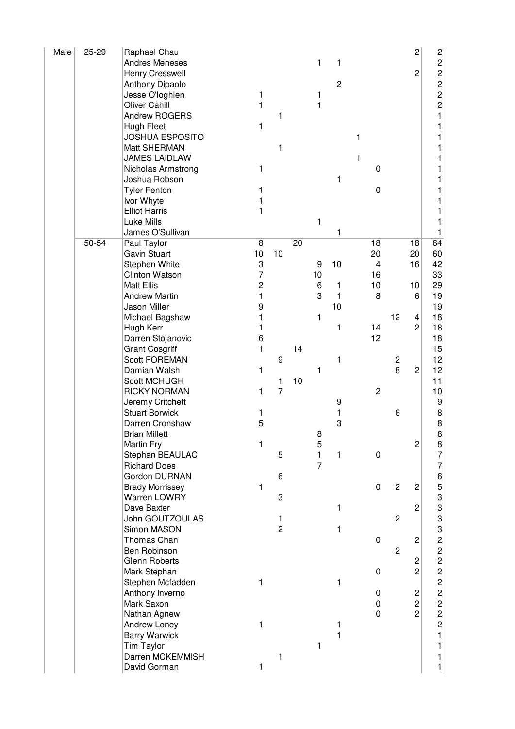| | | | | | | | | | | | | |
|---|---|---|---|---|---|---|---|---|---|---|---|---|
| Male | 25-29 | Raphael Chau | | | | | | | | | 2 | 2 |
| | | Andres Meneses | | | | 1 | 1 | | | | | 2 |
| | | Henry Cresswell | | | | | | | | | 2 | 2 |
| | | Anthony Dipaolo | | | | | 2 | | | | | 2 |
| | | Jesse O'loghlen | 1 | | | 1 | | | | | | 2 |
| | | Oliver Cahill | 1 | | | 1 | | | | | | 2 |
| | | Andrew ROGERS | | 1 | | | | | | | | 1 |
| | | Hugh Fleet | 1 | | | | | | | | | 1 |
| | | JOSHUA ESPOSITO | | | | | | 1 | | | | 1 |
| | | Matt SHERMAN | | 1 | | | | | | | | 1 |
| | | JAMES LAIDLAW | | | | | | 1 | | | | 1 |
| | | Nicholas Armstrong | 1 | | | | | | 0 | | | 1 |
| | | Joshua Robson | | | | | 1 | | | | | 1 |
| | | Tyler Fenton | 1 | | | | | | 0 | | | 1 |
| | | Ivor Whyte | 1 | | | | | | | | | 1 |
| | | Elliot Harris | 1 | | | | | | | | | 1 |
| | | Luke Mills | | | | 1 | | | | | | 1 |
| | | James O'Sullivan | | | | | 1 | | | | | 1 |
| | 50-54 | Paul Taylor | 8 | | 20 | | | | 18 | | 18 | 64 |
| | | Gavin Stuart | 10 | 10 | | | | | 20 | | 20 | 60 |
| | | Stephen White | 3 | | | 9 | 10 | | 4 | | 16 | 42 |
| | | Clinton Watson | 7 | | | 10 | | | 16 | | | 33 |
| | | Matt Ellis | 2 | | | 6 | 1 | | 10 | | 10 | 29 |
| | | Andrew Martin | 1 | | | 3 | 1 | | 8 | | 6 | 19 |
| | | Jason Miller | 9 | | | | 10 | | | | | 19 |
| | | Michael Bagshaw | 1 | | | 1 | | | | 12 | 4 | 18 |
| | | Hugh Kerr | 1 | | | | 1 | | 14 | | 2 | 18 |
| | | Darren Stojanovic | 6 | | | | | | 12 | | | 18 |
| | | Grant Cosgriff | 1 | | 14 | | | | | | | 15 |
| | | Scott FOREMAN | | 9 | | | 1 | | | 2 | | 12 |
| | | Damian Walsh | 1 | | | 1 | | | | 8 | 2 | 12 |
| | | Scott MCHUGH | | 1 | 10 | | | | | | | 11 |
| | | RICKY NORMAN | 1 | 7 | | | | | 2 | | | 10 |
| | | Jeremy Critchett | | | | | 9 | | | | | 9 |
| | | Stuart Borwick | 1 | | | | 1 | | | 6 | | 8 |
| | | Darren Cronshaw | 5 | | | | 3 | | | | | 8 |
| | | Brian Millett | | | | 8 | | | | | | 8 |
| | | Martin Fry | 1 | | | 5 | | | | | 2 | 8 |
| | | Stephan BEAULAC | | 5 | | 1 | 1 | | 0 | | | 7 |
| | | Richard Does | | | | 7 | | | | | | 7 |
| | | Gordon DURNAN | | 6 | | | | | | | | 6 |
| | | Brady Morrissey | 1 | | | | | | 0 | 2 | 2 | 5 |
| | | Warren LOWRY | | 3 | | | | | | | | 3 |
| | | Dave Baxter | | | | | 1 | | | | 2 | 3 |
| | | John GOUTZOULAS | | 1 | | | | | | 2 | | 3 |
| | | Simon MASON | | 2 | | | 1 | | | | | 3 |
| | | Thomas Chan | | | | | | | 0 | | 2 | 2 |
| | | Ben Robinson | | | | | | | | 2 | | 2 |
| | | Glenn Roberts | | | | | | | | | 2 | 2 |
| | | Mark Stephan | | | | | | | 0 | | 2 | 2 |
| | | Stephen Mcfadden | 1 | | | | 1 | | | | | 2 |
| | | Anthony Inverno | | | | | | | 0 | | 2 | 2 |
| | | Mark Saxon | | | | | | | 0 | | 2 | 2 |
| | | Nathan Agnew | | | | | | | 0 | | 2 | 2 |
| | | Andrew Loney | 1 | | | | 1 | | | | | 2 |
| | | Barry Warwick | | | | | 1 | | | | | 1 |
| | | Tim Taylor | | | | 1 | | | | | | 1 |
| | | Darren MCKEMMISH | | 1 | | | | | | | | 1 |
| | | David Gorman | 1 | | | | | | | | | 1 |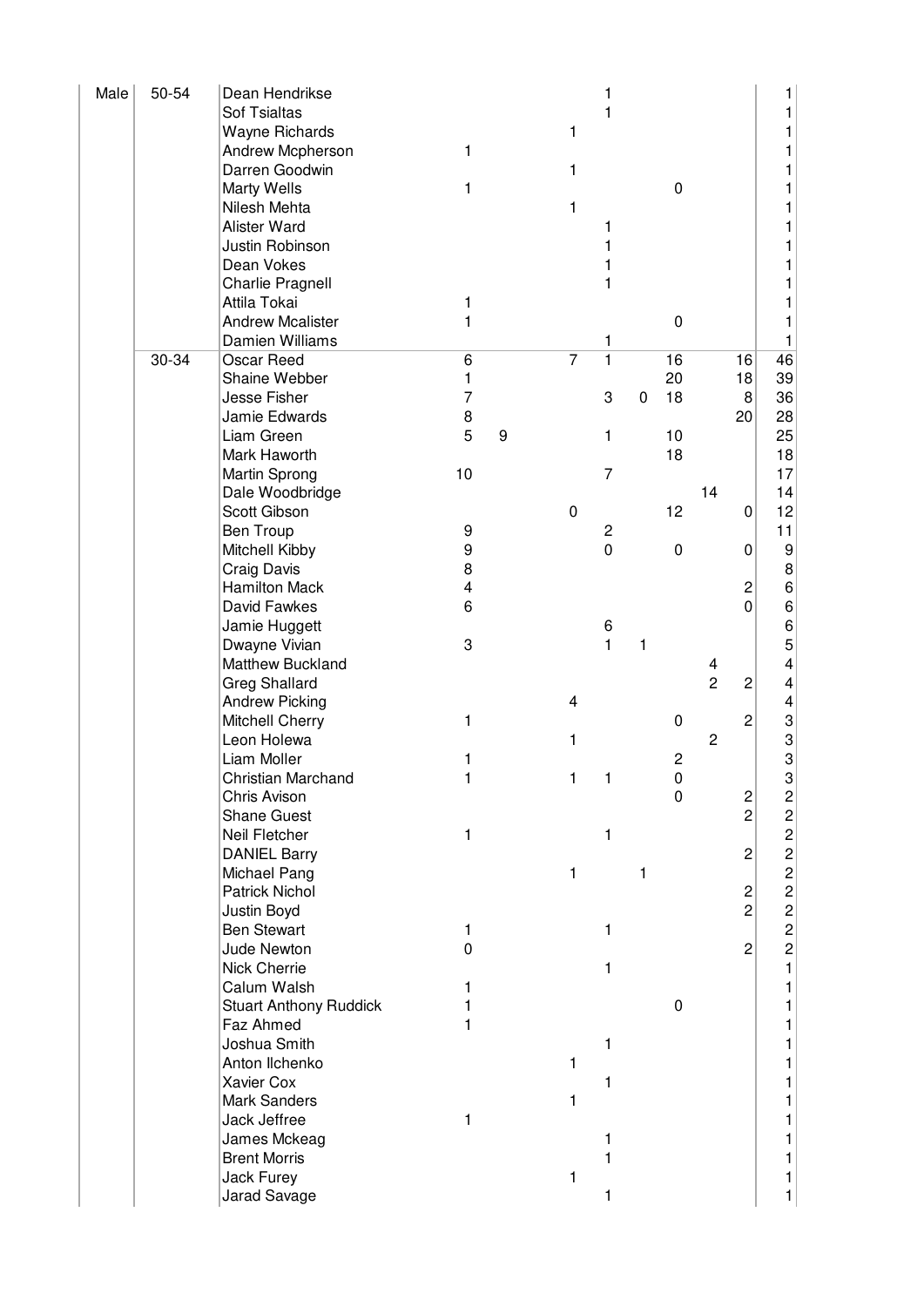| | | | | | | | | | | | |
|---|---|---|---|---|---|---|---|---|---|---|---|
| Male | 50-54 | Dean Hendrikse | | | | 1 | | | | | 1 |
| | | Sof Tsialtas | | | | 1 | | | | | 1 |
| | | Wayne Richards | | | 1 | | | | | | 1 |
| | | Andrew Mcpherson | 1 | | | | | | | | 1 |
| | | Darren Goodwin | | | 1 | | | | | | 1 |
| | | Marty Wells | 1 | | | | | 0 | | | 1 |
| | | Nilesh Mehta | | | 1 | | | | | | 1 |
| | | Alister Ward | | | | 1 | | | | | 1 |
| | | Justin Robinson | | | | 1 | | | | | 1 |
| | | Dean Vokes | | | | 1 | | | | | 1 |
| | | Charlie Pragnell | | | | 1 | | | | | 1 |
| | | Attila Tokai | 1 | | | | | | | | 1 |
| | | Andrew Mcalister | 1 | | | | | 0 | | | 1 |
| | | Damien Williams | | | | 1 | | | | | 1 |
| | 30-34 | Oscar Reed | 6 | | 7 | 1 | | 16 | | 16 | 46 |
| | | Shaine Webber | 1 | | | | | 20 | | 18 | 39 |
| | | Jesse Fisher | 7 | | | 3 | 0 | 18 | | 8 | 36 |
| | | Jamie Edwards | 8 | | | | | | | 20 | 28 |
| | | Liam Green | 5 | 9 | | 1 | | 10 | | | 25 |
| | | Mark Haworth | | | | | | 18 | | | 18 |
| | | Martin Sprong | 10 | | | 7 | | | | | 17 |
| | | Dale Woodbridge | | | | | | | 14 | | 14 |
| | | Scott Gibson | | | 0 | | | 12 | | 0 | 12 |
| | | Ben Troup | 9 | | | 2 | | | | | 11 |
| | | Mitchell Kibby | 9 | | | 0 | | 0 | | 0 | 9 |
| | | Craig Davis | 8 | | | | | | | | 8 |
| | | Hamilton Mack | 4 | | | | | | | 2 | 6 |
| | | David Fawkes | 6 | | | | | | | 0 | 6 |
| | | Jamie Huggett | | | | 6 | | | | | 6 |
| | | Dwayne Vivian | 3 | | | 1 | 1 | | | | 5 |
| | | Matthew Buckland | | | | | | | 4 | | 4 |
| | | Greg Shallard | | | | | | | 2 | 2 | 4 |
| | | Andrew Picking | | | 4 | | | | | | 4 |
| | | Mitchell Cherry | 1 | | | | | 0 | | 2 | 3 |
| | | Leon Holewa | | | 1 | | | | 2 | | 3 |
| | | Liam Moller | 1 | | | | | 2 | | | 3 |
| | | Christian Marchand | 1 | | 1 | 1 | | 0 | | | 3 |
| | | Chris Avison | | | | | | 0 | | 2 | 2 |
| | | Shane Guest | | | | | | | | 2 | 2 |
| | | Neil Fletcher | 1 | | | 1 | | | | | 2 |
| | | DANIEL Barry | | | | | | | | 2 | 2 |
| | | Michael Pang | | | 1 | | 1 | | | | 2 |
| | | Patrick Nichol | | | | | | | | 2 | 2 |
| | | Justin Boyd | | | | | | | | 2 | 2 |
| | | Ben Stewart | 1 | | | 1 | | | | | 2 |
| | | Jude Newton | 0 | | | | | | | 2 | 2 |
| | | Nick Cherrie | | | | 1 | | | | | 1 |
| | | Calum Walsh | 1 | | | | | | | | 1 |
| | | Stuart Anthony Ruddick | 1 | | | | | 0 | | | 1 |
| | | Faz Ahmed | 1 | | | | | | | | 1 |
| | | Joshua Smith | | | | 1 | | | | | 1 |
| | | Anton Ilchenko | | | 1 | | | | | | 1 |
| | | Xavier Cox | | | | 1 | | | | | 1 |
| | | Mark Sanders | | | 1 | | | | | | 1 |
| | | Jack Jeffree | 1 | | | | | | | | 1 |
| | | James Mckeag | | | | 1 | | | | | 1 |
| | | Brent Morris | | | | 1 | | | | | 1 |
| | | Jack Furey | | | 1 | | | | | | 1 |
| | | Jarad Savage | | | | 1 | | | | | 1 |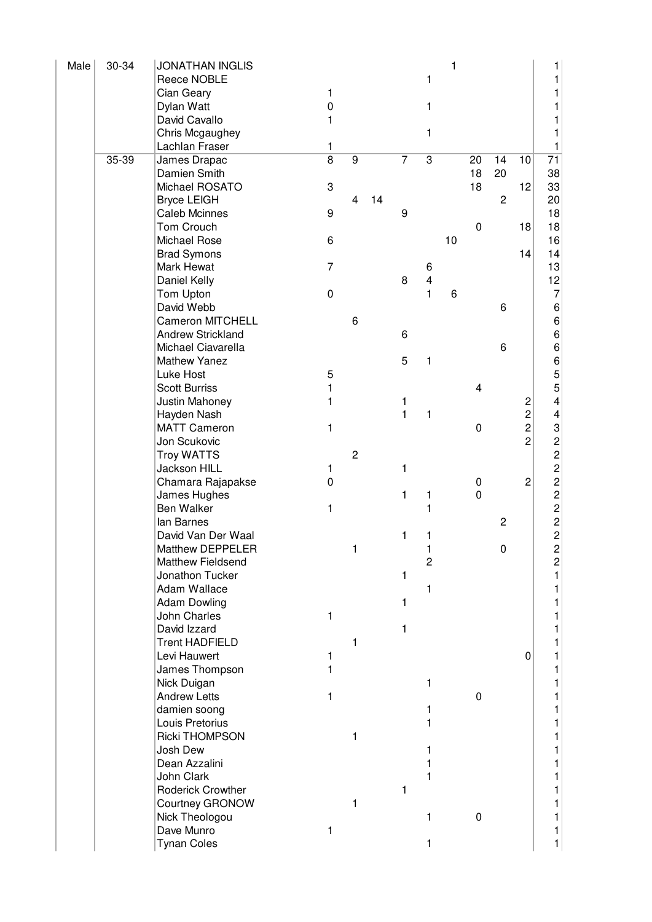| | | | | | | | | | | | | |
|---|---|---|---|---|---|---|---|---|---|---|---|---|
| Male | 30-34 | JONATHAN INGLIS | | | | | | 1 | | | | 1 |
| | | Reece NOBLE | | | | | 1 | | | | | 1 |
| | | Cian Geary | 1 | | | | | | | | | 1 |
| | | Dylan Watt | 0 | | | | 1 | | | | | 1 |
| | | David Cavallo | 1 | | | | | | | | | 1 |
| | | Chris Mcgaughey | | | | | 1 | | | | | 1 |
| | | Lachlan Fraser | 1 | | | | | | | | | 1 |
| | 35-39 | James Drapac | 8 | 9 | | 7 | 3 | | 20 | 14 | 10 | 71 |
| | | Damien Smith | | | | | | | 18 | 20 | | 38 |
| | | Michael ROSATO | 3 | | | | | | 18 | | 12 | 33 |
| | | Bryce LEIGH | | 4 | 14 | | | | | 2 | | 20 |
| | | Caleb Mcinnes | 9 | | | 9 | | | | | | 18 |
| | | Tom Crouch | | | | | | | 0 | | 18 | 18 |
| | | Michael Rose | 6 | | | | | 10 | | | | 16 |
| | | Brad Symons | | | | | | | | | 14 | 14 |
| | | Mark Hewat | 7 | | | | 6 | | | | | 13 |
| | | Daniel Kelly | | | | 8 | 4 | | | | | 12 |
| | | Tom Upton | 0 | | | | 1 | 6 | | | | 7 |
| | | David Webb | | | | | | | | 6 | | 6 |
| | | Cameron MITCHELL | | 6 | | | | | | | | 6 |
| | | Andrew Strickland | | | | 6 | | | | | | 6 |
| | | Michael Ciavarella | | | | | | | | 6 | | 6 |
| | | Mathew Yanez | | | | 5 | 1 | | | | | 6 |
| | | Luke Host | 5 | | | | | | | | | 5 |
| | | Scott Burriss | 1 | | | | | | 4 | | | 5 |
| | | Justin Mahoney | 1 | | | 1 | | | | | 2 | 4 |
| | | Hayden Nash | | | | 1 | 1 | | | | 2 | 4 |
| | | MATT Cameron | 1 | | | | | | 0 | | 2 | 3 |
| | | Jon Scukovic | | | | | | | | | 2 | 2 |
| | | Troy WATTS | | 2 | | | | | | | | 2 |
| | | Jackson HILL | 1 | | | 1 | | | | | | 2 |
| | | Chamara Rajapakse | 0 | | | | | | 0 | | 2 | 2 |
| | | James Hughes | | | | 1 | 1 | | 0 | | | 2 |
| | | Ben Walker | 1 | | | | 1 | | | | | 2 |
| | | Ian Barnes | | | | | | | | 2 | | 2 |
| | | David Van Der Waal | | | | 1 | 1 | | | | | 2 |
| | | Matthew DEPPELER | | 1 | | | 1 | | | 0 | | 2 |
| | | Matthew Fieldsend | | | | | 2 | | | | | 2 |
| | | Jonathon Tucker | | | | 1 | | | | | | 1 |
| | | Adam Wallace | | | | | 1 | | | | | 1 |
| | | Adam Dowling | | | | 1 | | | | | | 1 |
| | | John Charles | 1 | | | | | | | | | 1 |
| | | David Izzard | | | | 1 | | | | | | 1 |
| | | Trent HADFIELD | | 1 | | | | | | | | 1 |
| | | Levi Hauwert | 1 | | | | | | | | 0 | 1 |
| | | James Thompson | 1 | | | | | | | | | 1 |
| | | Nick Duigan | | | | | 1 | | | | | 1 |
| | | Andrew Letts | 1 | | | | | | 0 | | | 1 |
| | | damien soong | | | | | 1 | | | | | 1 |
| | | Louis Pretorius | | | | | 1 | | | | | 1 |
| | | Ricki THOMPSON | | 1 | | | | | | | | 1 |
| | | Josh Dew | | | | | 1 | | | | | 1 |
| | | Dean Azzalini | | | | | 1 | | | | | 1 |
| | | John Clark | | | | | 1 | | | | | 1 |
| | | Roderick Crowther | | | | 1 | | | | | | 1 |
| | | Courtney GRONOW | | 1 | | | | | | | | 1 |
| | | Nick Theologou | | | | | 1 | | 0 | | | 1 |
| | | Dave Munro | 1 | | | | | | | | | 1 |
| | | Tynan Coles | | | | | 1 | | | | | 1 |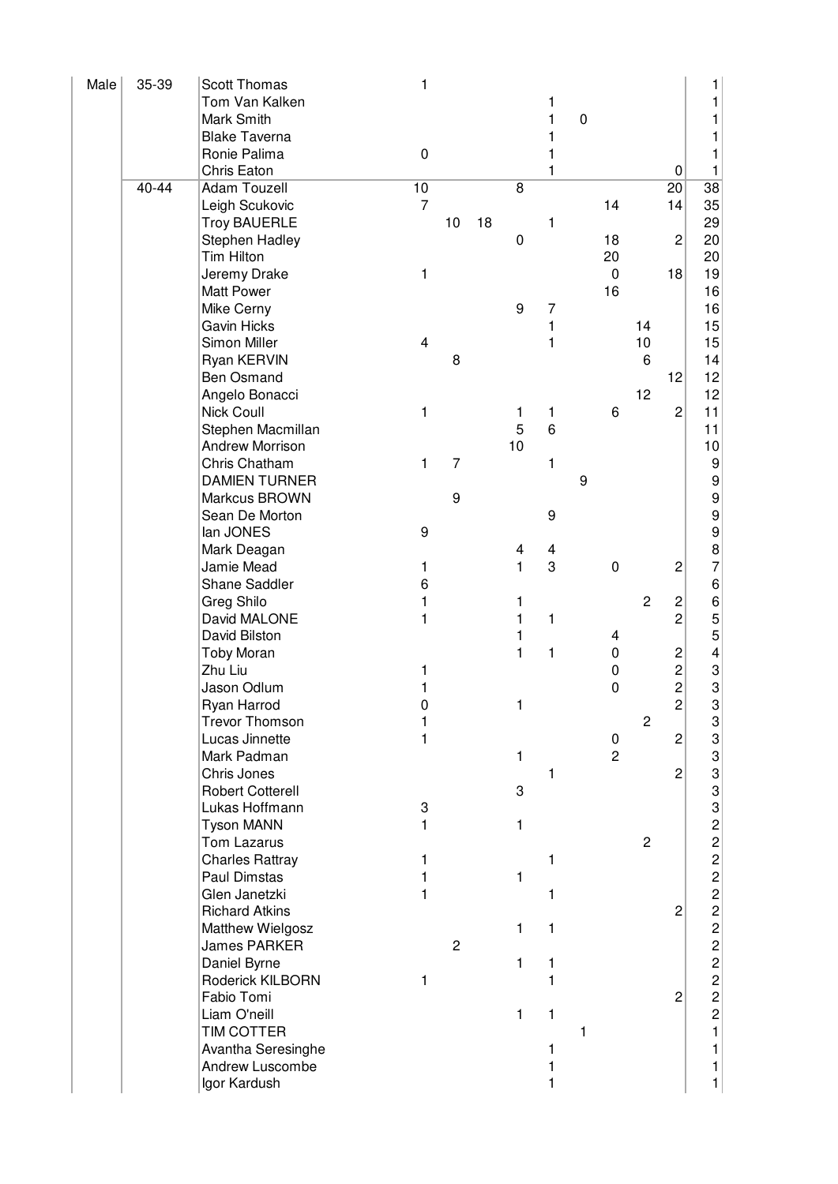| | | | | | | | | | | | | |
|---|---|---|---|---|---|---|---|---|---|---|---|---|
| Male | 35-39 | Scott Thomas | 1 | | | | | | | | | 1 |
| | | Tom Van Kalken | | | | | 1 | | | | | 1 |
| | | Mark Smith | | | | | 1 | 0 | | | | 1 |
| | | Blake Taverna | | | | | 1 | | | | | 1 |
| | | Ronie Palima | 0 | | | | 1 | | | | | 1 |
| | | Chris Eaton | | | | | 1 | | | | 0 | 1 |
| | 40-44 | Adam Touzell | 10 | | | 8 | | | | | 20 | 38 |
| | | Leigh Scukovic | 7 | | | | | | 14 | | 14 | 35 |
| | | Troy BAUERLE | | 10 | 18 | | 1 | | | | | 29 |
| | | Stephen Hadley | | | | 0 | | | 18 | | 2 | 20 |
| | | Tim Hilton | | | | | | | 20 | | | 20 |
| | | Jeremy Drake | 1 | | | | | | 0 | | 18 | 19 |
| | | Matt Power | | | | | | | 16 | | | 16 |
| | | Mike Cerny | | | | 9 | 7 | | | | | 16 |
| | | Gavin Hicks | | | | | 1 | | | 14 | | 15 |
| | | Simon Miller | 4 | | | | 1 | | | 10 | | 15 |
| | | Ryan KERVIN | | 8 | | | | | | 6 | | 14 |
| | | Ben Osmand | | | | | | | | | 12 | 12 |
| | | Angelo Bonacci | | | | | | | | 12 | | 12 |
| | | Nick Coull | 1 | | | 1 | 1 | | 6 | | 2 | 11 |
| | | Stephen Macmillan | | | | 5 | 6 | | | | | 11 |
| | | Andrew Morrison | | | | 10 | | | | | | 10 |
| | | Chris Chatham | 1 | 7 | | | 1 | | | | | 9 |
| | | DAMIEN TURNER | | | | | | 9 | | | | 9 |
| | | Markcus BROWN | | 9 | | | | | | | | 9 |
| | | Sean De Morton | | | | | 9 | | | | | 9 |
| | | Ian JONES | 9 | | | | | | | | | 9 |
| | | Mark Deagan | | | | 4 | 4 | | | | | 8 |
| | | Jamie Mead | 1 | | | 1 | 3 | | 0 | | 2 | 7 |
| | | Shane Saddler | 6 | | | | | | | | | 6 |
| | | Greg Shilo | 1 | | | 1 | | | | 2 | 2 | 6 |
| | | David MALONE | 1 | | | 1 | 1 | | | | 2 | 5 |
| | | David Bilston | | | | 1 | | | 4 | | | 5 |
| | | Toby Moran | | | | 1 | 1 | | 0 | | 2 | 4 |
| | | Zhu Liu | 1 | | | | | | 0 | | 2 | 3 |
| | | Jason Odlum | 1 | | | | | | 0 | | 2 | 3 |
| | | Ryan Harrod | 0 | | | 1 | | | | | 2 | 3 |
| | | Trevor Thomson | 1 | | | | | | | 2 | | 3 |
| | | Lucas Jinnette | 1 | | | | | | 0 | | 2 | 3 |
| | | Mark Padman | | | | 1 | | | 2 | | | 3 |
| | | Chris Jones | | | | | 1 | | | | 2 | 3 |
| | | Robert Cotterell | | | | 3 | | | | | | 3 |
| | | Lukas Hoffmann | 3 | | | | | | | | | 3 |
| | | Tyson MANN | 1 | | | 1 | | | | | | 2 |
| | | Tom Lazarus | | | | | | | | 2 | | 2 |
| | | Charles Rattray | 1 | | | | 1 | | | | | 2 |
| | | Paul Dimstas | 1 | | | 1 | | | | | | 2 |
| | | Glen Janetzki | 1 | | | | 1 | | | | | 2 |
| | | Richard Atkins | | | | | | | | | 2 | 2 |
| | | Matthew Wielgosz | | | | 1 | 1 | | | | | 2 |
| | | James PARKER | | 2 | | | | | | | | 2 |
| | | Daniel Byrne | | | | 1 | 1 | | | | | 2 |
| | | Roderick KILBORN | 1 | | | | 1 | | | | | 2 |
| | | Fabio Tomi | | | | | | | | | 2 | 2 |
| | | Liam O'neill | | | | 1 | 1 | | | | | 2 |
| | | TIM COTTER | | | | | | 1 | | | | 1 |
| | | Avantha Seresinghe | | | | | 1 | | | | | 1 |
| | | Andrew Luscombe | | | | | 1 | | | | | 1 |
| | | Igor Kardush | | | | | 1 | | | | | 1 |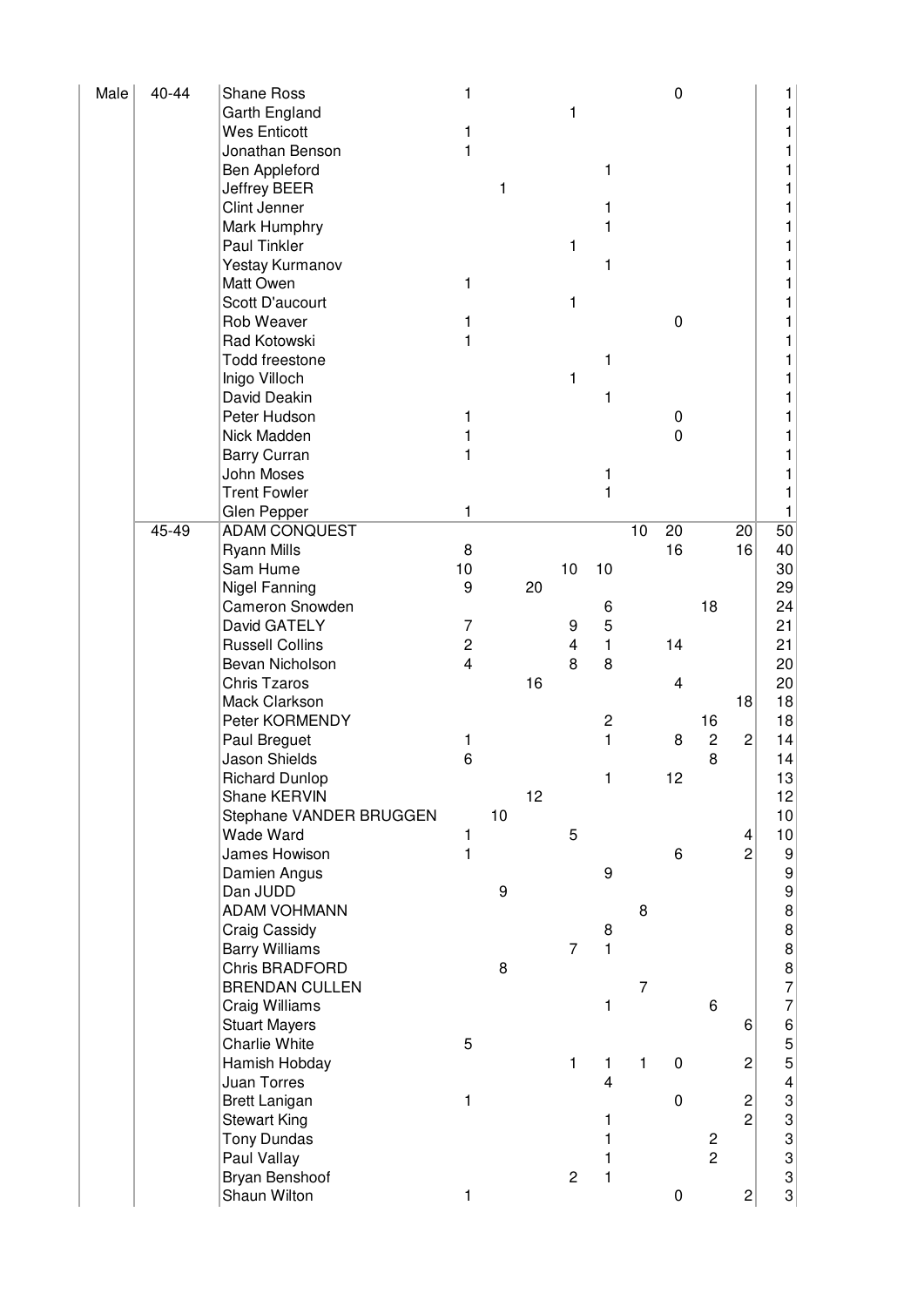| | | | | | | | | | | | | |
|---|---|---|---|---|---|---|---|---|---|---|---|---|
| Male | 40-44 | Shane Ross | 1 | | | | | | 0 | | | 1 |
| | | Garth England | | | | 1 | | | | | | 1 |
| | | Wes Enticott | 1 | | | | | | | | | 1 |
| | | Jonathan Benson | 1 | | | | | | | | | 1 |
| | | Ben Appleford | | | | | 1 | | | | | 1 |
| | | Jeffrey BEER | | 1 | | | | | | | | 1 |
| | | Clint Jenner | | | | | 1 | | | | | 1 |
| | | Mark Humphry | | | | | 1 | | | | | 1 |
| | | Paul Tinkler | | | | 1 | | | | | | 1 |
| | | Yestay Kurmanov | | | | | 1 | | | | | 1 |
| | | Matt Owen | 1 | | | | | | | | | 1 |
| | | Scott D'aucourt | | | | 1 | | | | | | 1 |
| | | Rob Weaver | 1 | | | | | | 0 | | | 1 |
| | | Rad Kotowski | 1 | | | | | | | | | 1 |
| | | Todd freestone | | | | | 1 | | | | | 1 |
| | | Inigo Villoch | | | | 1 | | | | | | 1 |
| | | David Deakin | | | | | 1 | | | | | 1 |
| | | Peter Hudson | 1 | | | | | | 0 | | | 1 |
| | | Nick Madden | 1 | | | | | | 0 | | | 1 |
| | | Barry Curran | 1 | | | | | | | | | 1 |
| | | John Moses | | | | | 1 | | | | | 1 |
| | | Trent Fowler | | | | | 1 | | | | | 1 |
| | | Glen Pepper | 1 | | | | | | | | | 1 |
| | 45-49 | ADAM CONQUEST | | | | | | 10 | 20 | | 20 | 50 |
| | | Ryann Mills | 8 | | | | | | 16 | | 16 | 40 |
| | | Sam Hume | 10 | | | 10 | 10 | | | | | 30 |
| | | Nigel Fanning | 9 | | 20 | | | | | | | 29 |
| | | Cameron Snowden | | | | | 6 | | | 18 | | 24 |
| | | David GATELY | 7 | | | 9 | 5 | | | | | 21 |
| | | Russell Collins | 2 | | | 4 | 1 | | 14 | | | 21 |
| | | Bevan Nicholson | 4 | | | 8 | 8 | | | | | 20 |
| | | Chris Tzaros | | | 16 | | | | 4 | | | 20 |
| | | Mack Clarkson | | | | | | | | | 18 | 18 |
| | | Peter KORMENDY | | | | | 2 | | | 16 | | 18 |
| | | Paul Breguet | 1 | | | | 1 | | 8 | 2 | 2 | 14 |
| | | Jason Shields | 6 | | | | | | | 8 | | 14 |
| | | Richard Dunlop | | | | | 1 | | 12 | | | 13 |
| | | Shane KERVIN | | | 12 | | | | | | | 12 |
| | | Stephane VANDER BRUGGEN | | 10 | | | | | | | | 10 |
| | | Wade Ward | 1 | | | 5 | | | | | 4 | 10 |
| | | James Howison | 1 | | | | | | 6 | | 2 | 9 |
| | | Damien Angus | | | | | 9 | | | | | 9 |
| | | Dan JUDD | | 9 | | | | | | | | 9 |
| | | ADAM VOHMANN | | | | | | 8 | | | | 8 |
| | | Craig Cassidy | | | | | 8 | | | | | 8 |
| | | Barry Williams | | | | 7 | 1 | | | | | 8 |
| | | Chris BRADFORD | | 8 | | | | | | | | 8 |
| | | BRENDAN CULLEN | | | | | | 7 | | | | 7 |
| | | Craig Williams | | | | | 1 | | | 6 | | 7 |
| | | Stuart Mayers | | | | | | | | | 6 | 6 |
| | | Charlie White | 5 | | | | | | | | | 5 |
| | | Hamish Hobday | | | | 1 | 1 | 1 | 0 | | 2 | 5 |
| | | Juan Torres | | | | | 4 | | | | | 4 |
| | | Brett Lanigan | 1 | | | | | | 0 | | 2 | 3 |
| | | Stewart King | | | | | 1 | | | | 2 | 3 |
| | | Tony Dundas | | | | | 1 | | | 2 | | 3 |
| | | Paul Vallay | | | | | 1 | | | 2 | | 3 |
| | | Bryan Benshoof | | | | 2 | 1 | | | | | 3 |
| | | Shaun Wilton | 1 | | | | | | 0 | | 2 | 3 |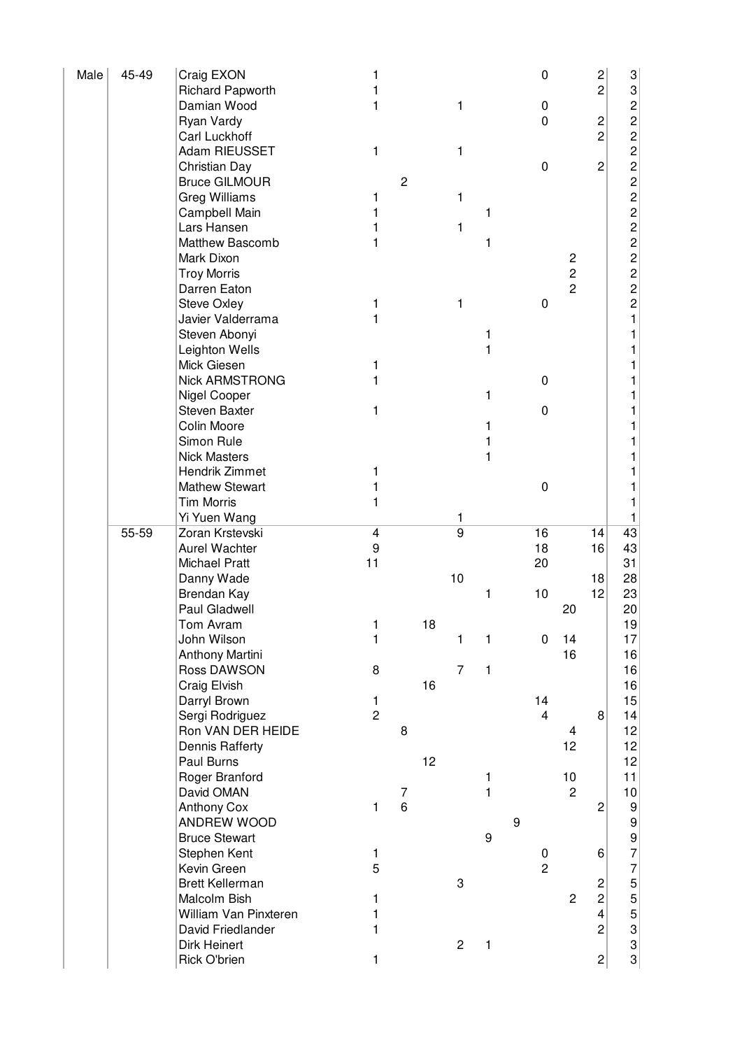| | | | | | | | | | | | | |
|---|---|---|---|---|---|---|---|---|---|---|---|---|
| Male | 45-49 | Craig EXON | 1 | | | | | | 0 | | 2 | 3 |
| | | Richard Papworth | 1 | | | | | | | | 2 | 3 |
| | | Damian Wood | 1 | | | 1 | | | 0 | | | 2 |
| | | Ryan Vardy | | | | | | | 0 | | 2 | 2 |
| | | Carl Luckhoff | | | | | | | | | 2 | 2 |
| | | Adam RIEUSSET | 1 | | | 1 | | | | | | 2 |
| | | Christian Day | | | | | | | 0 | | 2 | 2 |
| | | Bruce GILMOUR | | 2 | | | | | | | | 2 |
| | | Greg Williams | 1 | | | 1 | | | | | | 2 |
| | | Campbell Main | 1 | | | | 1 | | | | | 2 |
| | | Lars Hansen | 1 | | | 1 | | | | | | 2 |
| | | Matthew Bascomb | 1 | | | | 1 | | | | | 2 |
| | | Mark Dixon | | | | | | | | 2 | | 2 |
| | | Troy Morris | | | | | | | | 2 | | 2 |
| | | Darren Eaton | | | | | | | | 2 | | 2 |
| | | Steve Oxley | 1 | | | 1 | | | 0 | | | 2 |
| | | Javier Valderrama | 1 | | | | | | | | | 1 |
| | | Steven Abonyi | | | | | 1 | | | | | 1 |
| | | Leighton Wells | | | | | 1 | | | | | 1 |
| | | Mick Giesen | 1 | | | | | | | | | 1 |
| | | Nick ARMSTRONG | 1 | | | | | | 0 | | | 1 |
| | | Nigel Cooper | | | | | 1 | | | | | 1 |
| | | Steven Baxter | 1 | | | | | | 0 | | | 1 |
| | | Colin Moore | | | | | 1 | | | | | 1 |
| | | Simon Rule | | | | | 1 | | | | | 1 |
| | | Nick Masters | | | | | 1 | | | | | 1 |
| | | Hendrik Zimmet | 1 | | | | | | | | | 1 |
| | | Mathew Stewart | 1 | | | | | | 0 | | | 1 |
| | | Tim Morris | 1 | | | | | | | | | 1 |
| | | Yi Yuen Wang | | | | 1 | | | | | | 1 |
| | 55-59 | Zoran Krstevski | 4 | | | 9 | | | 16 | | 14 | 43 |
| | | Aurel Wachter | 9 | | | | | | 18 | | 16 | 43 |
| | | Michael Pratt | 11 | | | | | | 20 | | | 31 |
| | | Danny Wade | | | | 10 | | | | | 18 | 28 |
| | | Brendan Kay | | | | | 1 | | 10 | | 12 | 23 |
| | | Paul Gladwell | | | | | | | | 20 | | 20 |
| | | Tom Avram | 1 | | 18 | | | | | | | 19 |
| | | John Wilson | 1 | | | 1 | 1 | | 0 | 14 | | 17 |
| | | Anthony Martini | | | | | | | | 16 | | 16 |
| | | Ross DAWSON | 8 | | | 7 | 1 | | | | | 16 |
| | | Craig Elvish | | | 16 | | | | | | | 16 |
| | | Darryl Brown | 1 | | | | | | 14 | | | 15 |
| | | Sergi Rodriguez | 2 | | | | | | 4 | | 8 | 14 |
| | | Ron VAN DER HEIDE | | 8 | | | | | | 4 | | 12 |
| | | Dennis Rafferty | | | | | | | | 12 | | 12 |
| | | Paul Burns | | | 12 | | | | | | | 12 |
| | | Roger Branford | | | | | 1 | | | 10 | | 11 |
| | | David OMAN | | 7 | | | 1 | | | 2 | | 10 |
| | | Anthony Cox | 1 | 6 | | | | | | | 2 | 9 |
| | | ANDREW WOOD | | | | | | 9 | | | | 9 |
| | | Bruce Stewart | | | | | 9 | | | | | 9 |
| | | Stephen Kent | 1 | | | | | | 0 | | 6 | 7 |
| | | Kevin Green | 5 | | | | | | 2 | | | 7 |
| | | Brett Kellerman | | | | 3 | | | | | 2 | 5 |
| | | Malcolm Bish | 1 | | | | | | | 2 | 2 | 5 |
| | | William Van Pinxteren | 1 | | | | | | | | 4 | 5 |
| | | David Friedlander | 1 | | | | | | | | 2 | 3 |
| | | Dirk Heinert | | | | 2 | 1 | | | | | 3 |
| | | Rick O'brien | 1 | | | | | | | | 2 | 3 |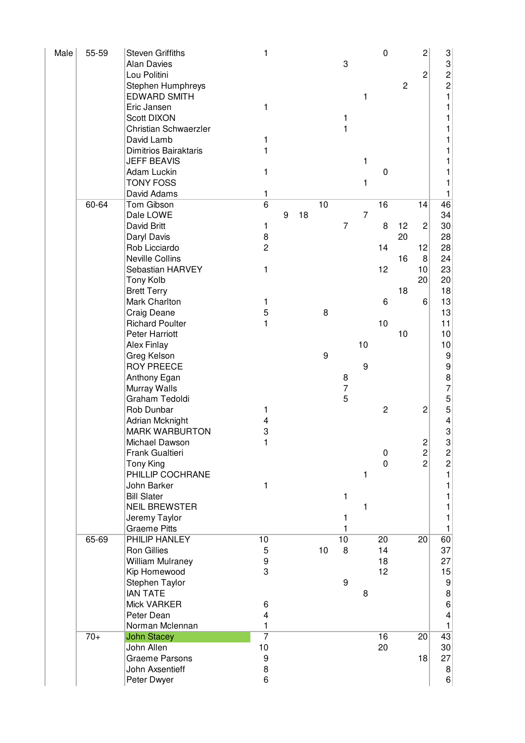| | | | | | | | | | | | | |
|---|---|---|---|---|---|---|---|---|---|---|---|---|
| Male | 55-59 | Steven Griffiths | 1 | | | | | | 0 | | 2 | 3 |
| | | Alan Davies | | | | | 3 | | | | | 3 |
| | | Lou Politini | | | | | | | | | 2 | 2 |
| | | Stephen Humphreys | | | | | | | | 2 | | 2 |
| | | EDWARD SMITH | | | | | | 1 | | | | 1 |
| | | Eric Jansen | 1 | | | | | | | | | 1 |
| | | Scott DIXON | | | | | 1 | | | | | 1 |
| | | Christian Schwaerzler | | | | | 1 | | | | | 1 |
| | | David Lamb | 1 | | | | | | | | | 1 |
| | | Dimitrios Bairaktaris | 1 | | | | | | | | | 1 |
| | | JEFF BEAVIS | | | | | | 1 | | | | 1 |
| | | Adam Luckin | 1 | | | | | | 0 | | | 1 |
| | | TONY FOSS | | | | | | 1 | | | | 1 |
| | | David Adams | 1 | | | | | | | | | 1 |
| | 60-64 | Tom Gibson | 6 | | | 10 | | | 16 | | 14 | 46 |
| | | Dale LOWE | | 9 | 18 | | | 7 | | | | 34 |
| | | David Britt | 1 | | | | 7 | | 8 | 12 | 2 | 30 |
| | | Daryl Davis | 8 | | | | | | | 20 | | 28 |
| | | Rob Licciardo | 2 | | | | | | 14 | | 12 | 28 |
| | | Neville Collins | | | | | | | | 16 | 8 | 24 |
| | | Sebastian HARVEY | 1 | | | | | | 12 | | 10 | 23 |
| | | Tony Kolb | | | | | | | | | 20 | 20 |
| | | Brett Terry | | | | | | | | 18 | | 18 |
| | | Mark Charlton | 1 | | | | | | 6 | | 6 | 13 |
| | | Craig Deane | 5 | | | 8 | | | | | | 13 |
| | | Richard Poulter | 1 | | | | | | 10 | | | 11 |
| | | Peter Harriott | | | | | | | | 10 | | 10 |
| | | Alex Finlay | | | | | | 10 | | | | 10 |
| | | Greg Kelson | | | | 9 | | | | | | 9 |
| | | ROY PREECE | | | | | | 9 | | | | 9 |
| | | Anthony Egan | | | | | 8 | | | | | 8 |
| | | Murray Walls | | | | | 7 | | | | | 7 |
| | | Graham Tedoldi | | | | | 5 | | | | | 5 |
| | | Rob Dunbar | 1 | | | | | | 2 | | 2 | 5 |
| | | Adrian Mcknight | 4 | | | | | | | | | 4 |
| | | MARK WARBURTON | 3 | | | | | | | | | 3 |
| | | Michael Dawson | 1 | | | | | | | | 2 | 3 |
| | | Frank Gualtieri | | | | | | | 0 | | 2 | 2 |
| | | Tony King | | | | | | | 0 | | 2 | 2 |
| | | PHILLIP COCHRANE | | | | | | 1 | | | | 1 |
| | | John Barker | 1 | | | | | | | | | 1 |
| | | Bill Slater | | | | | 1 | | | | | 1 |
| | | NEIL BREWSTER | | | | | | 1 | | | | 1 |
| | | Jeremy Taylor | | | | | 1 | | | | | 1 |
| | | Graeme Pitts | | | | | 1 | | | | | 1 |
| | 65-69 | PHILIP HANLEY | 10 | | | | 10 | | 20 | | 20 | 60 |
| | | Ron Gillies | 5 | | | 10 | 8 | | 14 | | | 37 |
| | | William Mulraney | 9 | | | | | | 18 | | | 27 |
| | | Kip Homewood | 3 | | | | | | 12 | | | 15 |
| | | Stephen Taylor | | | | | 9 | | | | | 9 |
| | | IAN TATE | | | | | | 8 | | | | 8 |
| | | Mick VARKER | 6 | | | | | | | | | 6 |
| | | Peter Dean | 4 | | | | | | | | | 4 |
| | | Norman Mclennan | 1 | | | | | | | | | 1 |
| | 70+ | John Stacey | 7 | | | | | | 16 | | 20 | 43 |
| | | John Allen | 10 | | | | | | 20 | | | 30 |
| | | Graeme Parsons | 9 | | | | | | | | 18 | 27 |
| | | John Axsentieff | 8 | | | | | | | | | 8 |
| | | Peter Dwyer | 6 | | | | | | | | | 6 |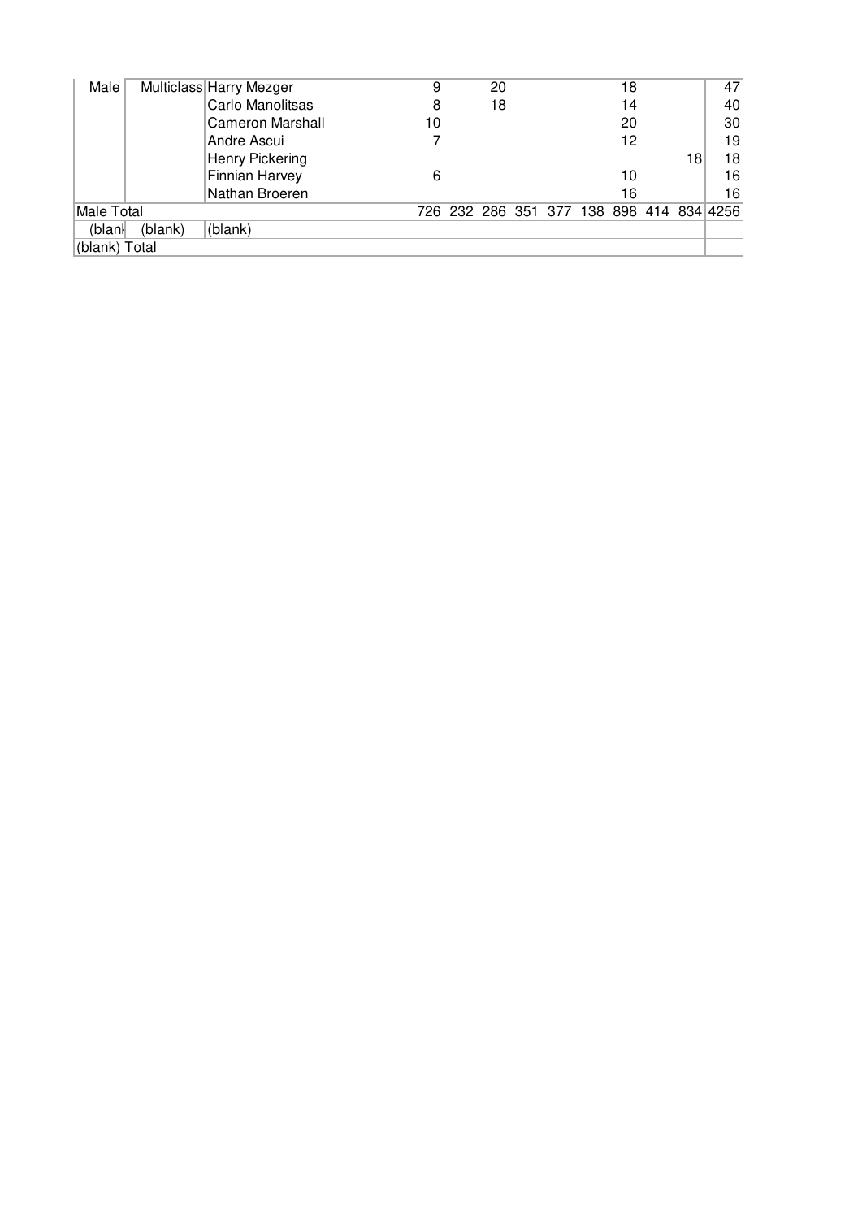| | | | | | | | | | | | | |
|---|---|---|---|---|---|---|---|---|---|---|---|---|
| Male | Multiclass | Harry Mezger | 9 | | 20 | | | | 18 | | | 47 |
| | | Carlo Manolitsas | 8 | | 18 | | | | 14 | | | 40 |
| | | Cameron Marshall | 10 | | | | | | 20 | | | 30 |
| | | Andre Ascui | 7 | | | | | | 12 | | | 19 |
| | | Henry Pickering | | | | | | | | | 18 | 18 |
| | | Finnian Harvey | 6 | | | | | | 10 | | | 16 |
| | | Nathan Broeren | | | | | | | 16 | | | 16 |
| Male Total | | | 726 | 232 | 286 | 351 | 377 | 138 | 898 | 414 | 834 | 4256 |
| (blank) | (blank) | (blank) | | | | | | | | | | |
| (blank) Total | | | | | | | | | | | | |